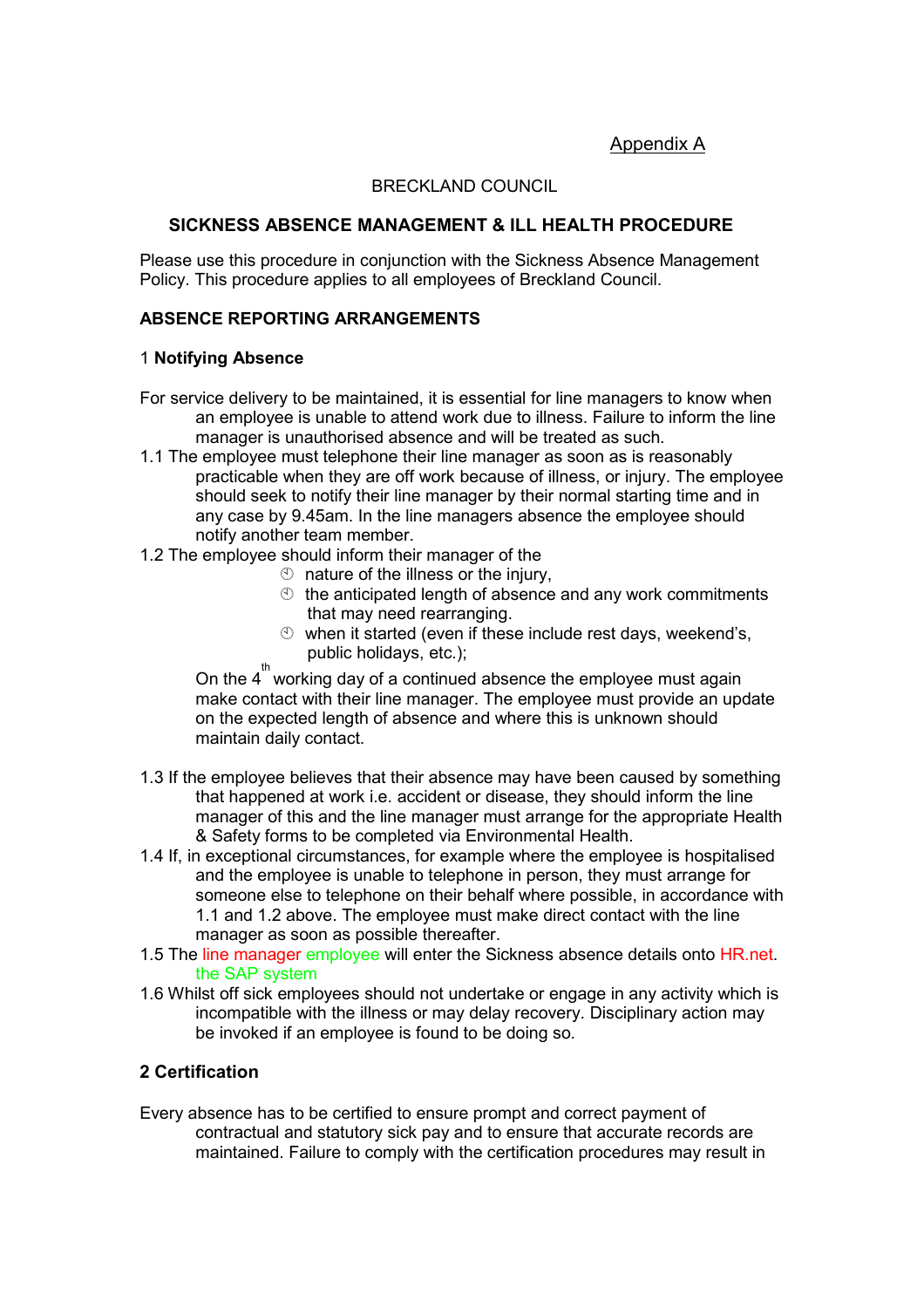Appendix A

BRECKLAND COUNCIL

## SICKNESS ABSENCE MANAGEMENT & ILL HEALTH PROCEDURE

Please use this procedure in conjunction with the Sickness Absence Management Policy. This procedure applies to all employees of Breckland Council.

### ABSENCE REPORTING ARRANGEMENTS

#### 1 Notifying Absence

For service delivery to be maintained, it is essential for line managers to know when an employee is unable to attend work due to illness. Failure to inform the line manager is unauthorised absence and will be treated as such.

1.1 The employee must telephone their line manager as soon as is reasonably practicable when they are off work because of illness, or injury. The employee should seek to notify their line manager by their normal starting time and in any case by 9.45am. In the line managers absence the employee should notify another team member.

1.2 The employee should inform their manager of the

- nature of the illness or the injury,
- the anticipated length of absence and any work commitments that may need rearranging.
- when it started (even if these include rest days, weekend's, public holidays, etc.);

On the 4th working day of a continued absence the employee must again make contact with their line manager. The employee must provide an update on the expected length of absence and where this is unknown should maintain daily contact.

1.3 If the employee believes that their absence may have been caused by something that happened at work i.e. accident or disease, they should inform the line manager of this and the line manager must arrange for the appropriate Health & Safety forms to be completed via Environmental Health.

1.4 If, in exceptional circumstances, for example where the employee is hospitalised and the employee is unable to telephone in person, they must arrange for someone else to telephone on their behalf where possible, in accordance with 1.1 and 1.2 above. The employee must make direct contact with the line manager as soon as possible thereafter.

1.5 The line manager employee will enter the Sickness absence details onto HR.net. the SAP system

1.6 Whilst off sick employees should not undertake or engage in any activity which is incompatible with the illness or may delay recovery. Disciplinary action may be invoked if an employee is found to be doing so.

#### 2 Certification

Every absence has to be certified to ensure prompt and correct payment of contractual and statutory sick pay and to ensure that accurate records are maintained. Failure to comply with the certification procedures may result in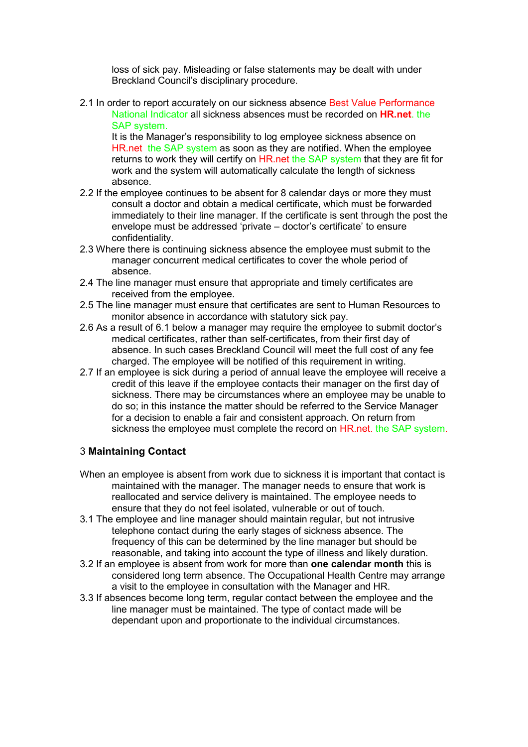loss of sick pay. Misleading or false statements may be dealt with under Breckland Council's disciplinary procedure.

2.1 In order to report accurately on our sickness absence Best Value Performance National Indicator all sickness absences must be recorded on **HR.net**. the SAP system.
It is the Manager's responsibility to log employee sickness absence on HR.net the SAP system as soon as they are notified. When the employee returns to work they will certify on HR.net the SAP system that they are fit for work and the system will automatically calculate the length of sickness absence.

2.2 If the employee continues to be absent for 8 calendar days or more they must consult a doctor and obtain a medical certificate, which must be forwarded immediately to their line manager. If the certificate is sent through the post the envelope must be addressed 'private – doctor's certificate' to ensure confidentiality.

2.3 Where there is continuing sickness absence the employee must submit to the manager concurrent medical certificates to cover the whole period of absence.

2.4 The line manager must ensure that appropriate and timely certificates are received from the employee.

2.5 The line manager must ensure that certificates are sent to Human Resources to monitor absence in accordance with statutory sick pay.

2.6 As a result of 6.1 below a manager may require the employee to submit doctor's medical certificates, rather than self-certificates, from their first day of absence. In such cases Breckland Council will meet the full cost of any fee charged. The employee will be notified of this requirement in writing.

2.7 If an employee is sick during a period of annual leave the employee will receive a credit of this leave if the employee contacts their manager on the first day of sickness. There may be circumstances where an employee may be unable to do so; in this instance the matter should be referred to the Service Manager for a decision to enable a fair and consistent approach. On return from sickness the employee must complete the record on HR.net. the SAP system.

## 3 Maintaining Contact

When an employee is absent from work due to sickness it is important that contact is maintained with the manager. The manager needs to ensure that work is reallocated and service delivery is maintained. The employee needs to ensure that they do not feel isolated, vulnerable or out of touch.

3.1 The employee and line manager should maintain regular, but not intrusive telephone contact during the early stages of sickness absence. The frequency of this can be determined by the line manager but should be reasonable, and taking into account the type of illness and likely duration.

3.2 If an employee is absent from work for more than **one calendar month** this is considered long term absence. The Occupational Health Centre may arrange a visit to the employee in consultation with the Manager and HR.

3.3 If absences become long term, regular contact between the employee and the line manager must be maintained. The type of contact made will be dependant upon and proportionate to the individual circumstances.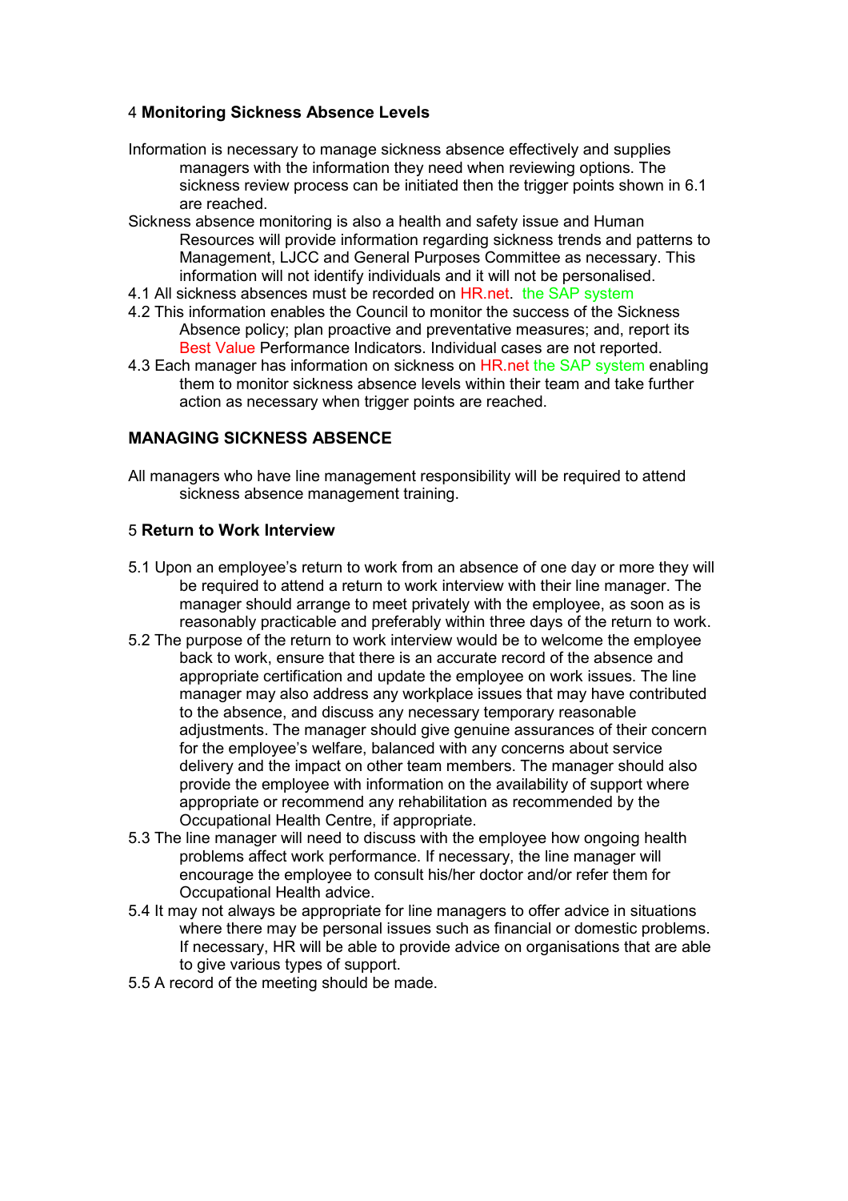## 4 **Monitoring Sickness Absence Levels**

Information is necessary to manage sickness absence effectively and supplies managers with the information they need when reviewing options. The sickness review process can be initiated then the trigger points shown in 6.1 are reached.

Sickness absence monitoring is also a health and safety issue and Human Resources will provide information regarding sickness trends and patterns to Management, LJCC and General Purposes Committee as necessary. This information will not identify individuals and it will not be personalised.

4.1 All sickness absences must be recorded on HR.net. the SAP system

4.2 This information enables the Council to monitor the success of the Sickness Absence policy; plan proactive and preventative measures; and, report its Best Value Performance Indicators. Individual cases are not reported.

4.3 Each manager has information on sickness on HR.net the SAP system enabling them to monitor sickness absence levels within their team and take further action as necessary when trigger points are reached.

## MANAGING SICKNESS ABSENCE

All managers who have line management responsibility will be required to attend sickness absence management training.

## 5 **Return to Work Interview**

5.1 Upon an employee's return to work from an absence of one day or more they will be required to attend a return to work interview with their line manager. The manager should arrange to meet privately with the employee, as soon as is reasonably practicable and preferably within three days of the return to work.

5.2 The purpose of the return to work interview would be to welcome the employee back to work, ensure that there is an accurate record of the absence and appropriate certification and update the employee on work issues. The line manager may also address any workplace issues that may have contributed to the absence, and discuss any necessary temporary reasonable adjustments. The manager should give genuine assurances of their concern for the employee's welfare, balanced with any concerns about service delivery and the impact on other team members. The manager should also provide the employee with information on the availability of support where appropriate or recommend any rehabilitation as recommended by the Occupational Health Centre, if appropriate.

5.3 The line manager will need to discuss with the employee how ongoing health problems affect work performance. If necessary, the line manager will encourage the employee to consult his/her doctor and/or refer them for Occupational Health advice.

5.4 It may not always be appropriate for line managers to offer advice in situations where there may be personal issues such as financial or domestic problems. If necessary, HR will be able to provide advice on organisations that are able to give various types of support.

5.5 A record of the meeting should be made.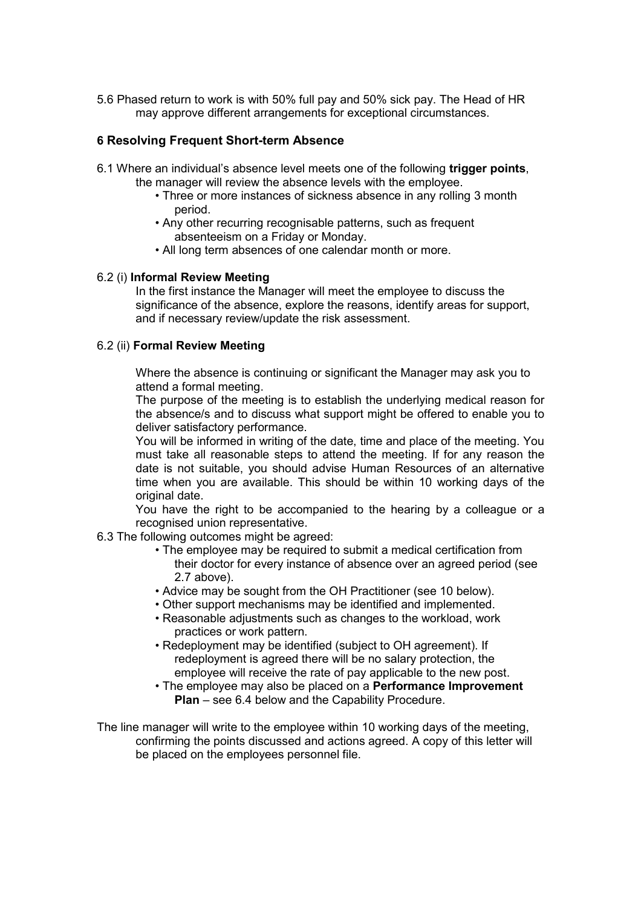5.6 Phased return to work is with 50% full pay and 50% sick pay. The Head of HR may approve different arrangements for exceptional circumstances.

## 6 Resolving Frequent Short-term Absence

6.1 Where an individual's absence level meets one of the following **trigger points**, the manager will review the absence levels with the employee.

- Three or more instances of sickness absence in any rolling 3 month period.
- Any other recurring recognisable patterns, such as frequent absenteeism on a Friday or Monday.
- All long term absences of one calendar month or more.

### 6.2 (i) Informal Review Meeting

In the first instance the Manager will meet the employee to discuss the significance of the absence, explore the reasons, identify areas for support, and if necessary review/update the risk assessment.

### 6.2 (ii) Formal Review Meeting

Where the absence is continuing or significant the Manager may ask you to attend a formal meeting.

The purpose of the meeting is to establish the underlying medical reason for the absence/s and to discuss what support might be offered to enable you to deliver satisfactory performance.

You will be informed in writing of the date, time and place of the meeting. You must take all reasonable steps to attend the meeting. If for any reason the date is not suitable, you should advise Human Resources of an alternative time when you are available. This should be within 10 working days of the original date.

You have the right to be accompanied to the hearing by a colleague or a recognised union representative.

6.3 The following outcomes might be agreed:

- The employee may be required to submit a medical certification from their doctor for every instance of absence over an agreed period (see 2.7 above).
- Advice may be sought from the OH Practitioner (see 10 below).
- Other support mechanisms may be identified and implemented.
- Reasonable adjustments such as changes to the workload, work practices or work pattern.
- Redeployment may be identified (subject to OH agreement). If redeployment is agreed there will be no salary protection, the employee will receive the rate of pay applicable to the new post.
- The employee may also be placed on a **Performance Improvement Plan** – see 6.4 below and the Capability Procedure.

The line manager will write to the employee within 10 working days of the meeting, confirming the points discussed and actions agreed. A copy of this letter will be placed on the employees personnel file.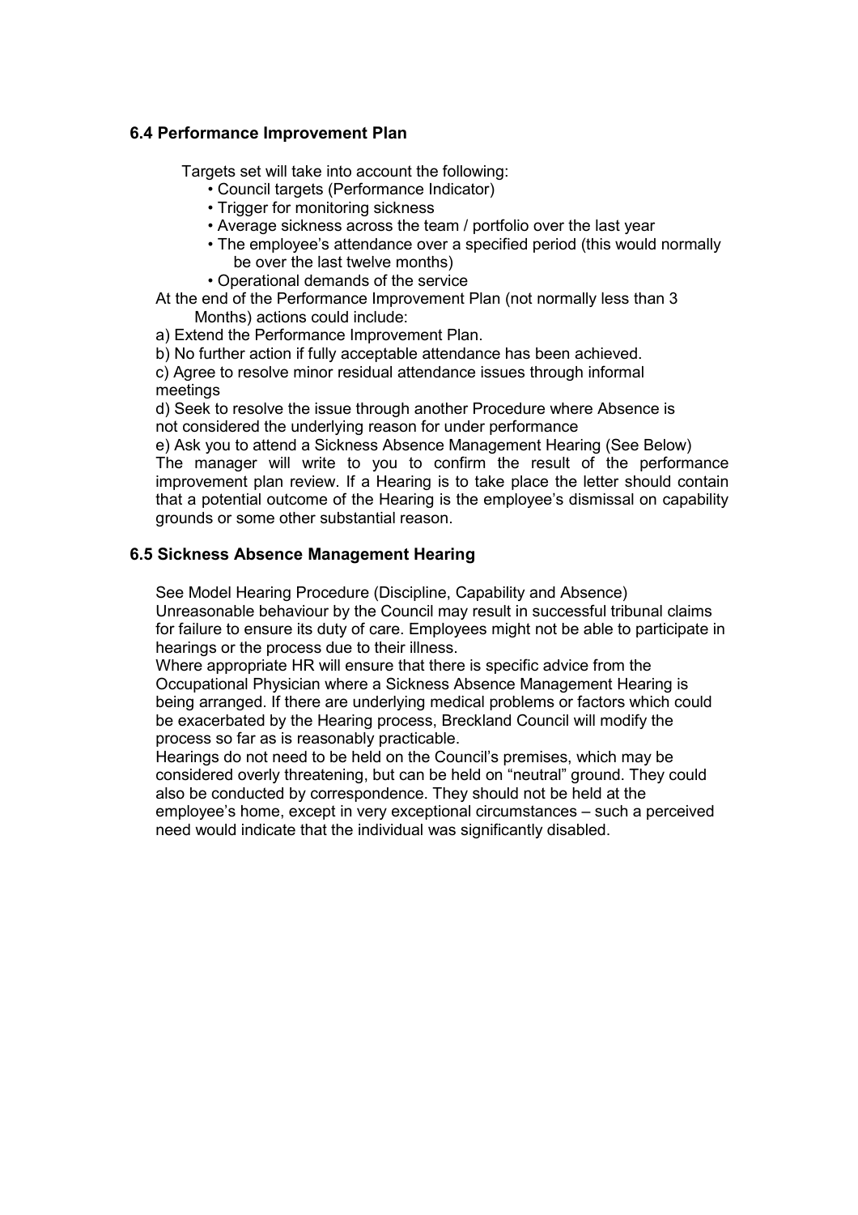### 6.4 Performance Improvement Plan

Targets set will take into account the following:

- Council targets (Performance Indicator)
- Trigger for monitoring sickness
- Average sickness across the team / portfolio over the last year
- The employee's attendance over a specified period (this would normally be over the last twelve months)
- Operational demands of the service

At the end of the Performance Improvement Plan (not normally less than 3 Months) actions could include:

a) Extend the Performance Improvement Plan.

b) No further action if fully acceptable attendance has been achieved.

c) Agree to resolve minor residual attendance issues through informal meetings

d) Seek to resolve the issue through another Procedure where Absence is not considered the underlying reason for under performance

e) Ask you to attend a Sickness Absence Management Hearing (See Below)

The manager will write to you to confirm the result of the performance improvement plan review. If a Hearing is to take place the letter should contain that a potential outcome of the Hearing is the employee's dismissal on capability grounds or some other substantial reason.

### 6.5 Sickness Absence Management Hearing

See Model Hearing Procedure (Discipline, Capability and Absence)

Unreasonable behaviour by the Council may result in successful tribunal claims for failure to ensure its duty of care. Employees might not be able to participate in hearings or the process due to their illness.

Where appropriate HR will ensure that there is specific advice from the Occupational Physician where a Sickness Absence Management Hearing is being arranged. If there are underlying medical problems or factors which could be exacerbated by the Hearing process, Breckland Council will modify the process so far as is reasonably practicable.

Hearings do not need to be held on the Council's premises, which may be considered overly threatening, but can be held on "neutral" ground. They could also be conducted by correspondence. They should not be held at the employee's home, except in very exceptional circumstances – such a perceived need would indicate that the individual was significantly disabled.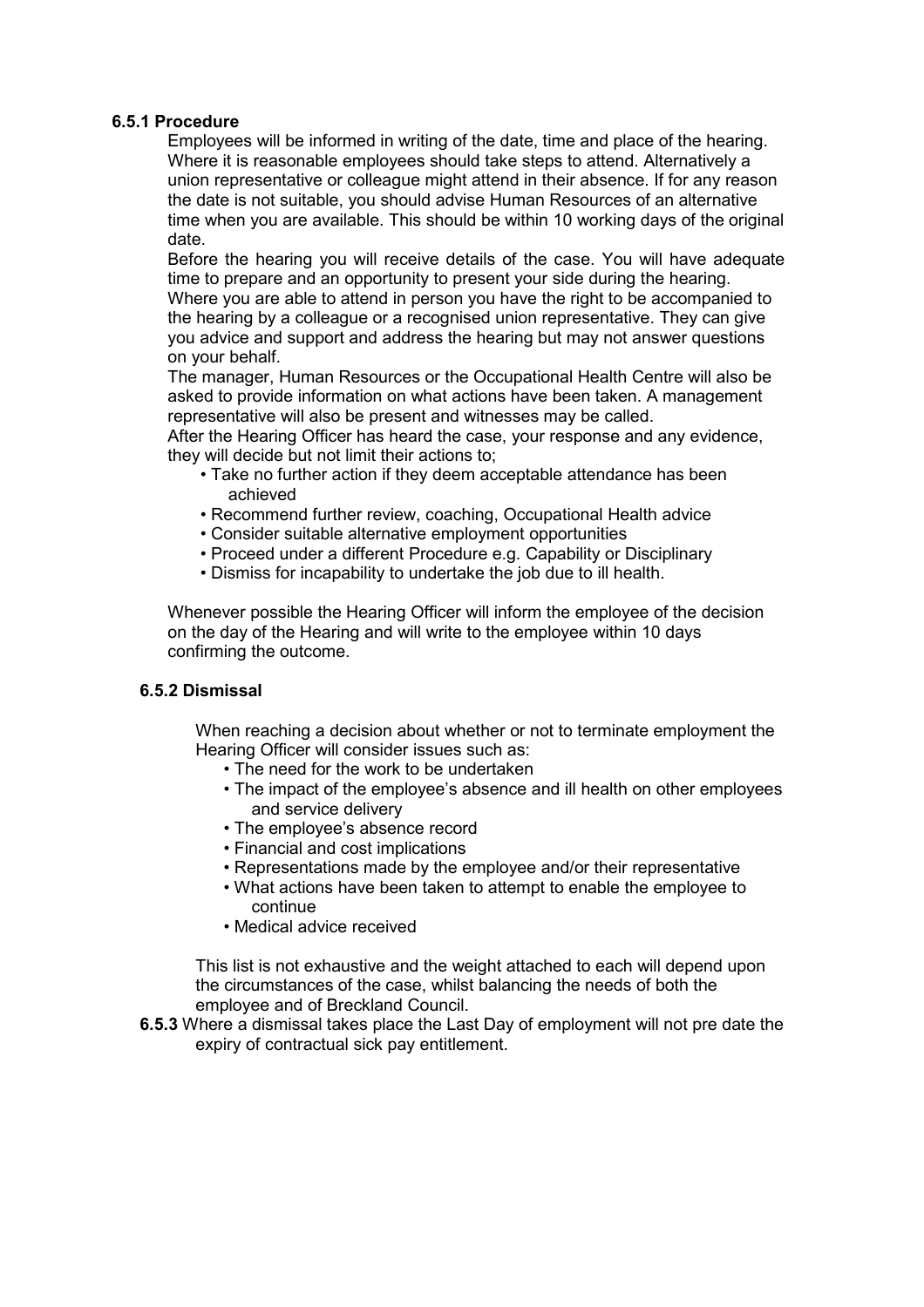**6.5.1 Procedure**

Employees will be informed in writing of the date, time and place of the hearing. Where it is reasonable employees should take steps to attend. Alternatively a union representative or colleague might attend in their absence. If for any reason the date is not suitable, you should advise Human Resources of an alternative time when you are available. This should be within 10 working days of the original date.

Before the hearing you will receive details of the case. You will have adequate time to prepare and an opportunity to present your side during the hearing.

Where you are able to attend in person you have the right to be accompanied to the hearing by a colleague or a recognised union representative. They can give you advice and support and address the hearing but may not answer questions on your behalf.

The manager, Human Resources or the Occupational Health Centre will also be asked to provide information on what actions have been taken. A management representative will also be present and witnesses may be called.

After the Hearing Officer has heard the case, your response and any evidence, they will decide but not limit their actions to;

- Take no further action if they deem acceptable attendance has been achieved
- Recommend further review, coaching, Occupational Health advice
- Consider suitable alternative employment opportunities
- Proceed under a different Procedure e.g. Capability or Disciplinary
- Dismiss for incapability to undertake the job due to ill health.

Whenever possible the Hearing Officer will inform the employee of the decision on the day of the Hearing and will write to the employee within 10 days confirming the outcome.

**6.5.2 Dismissal**

When reaching a decision about whether or not to terminate employment the Hearing Officer will consider issues such as:

- The need for the work to be undertaken
- The impact of the employee's absence and ill health on other employees and service delivery
- The employee's absence record
- Financial and cost implications
- Representations made by the employee and/or their representative
- What actions have been taken to attempt to enable the employee to continue
- Medical advice received

This list is not exhaustive and the weight attached to each will depend upon the circumstances of the case, whilst balancing the needs of both the employee and of Breckland Council.

**6.5.3** Where a dismissal takes place the Last Day of employment will not pre date the expiry of contractual sick pay entitlement.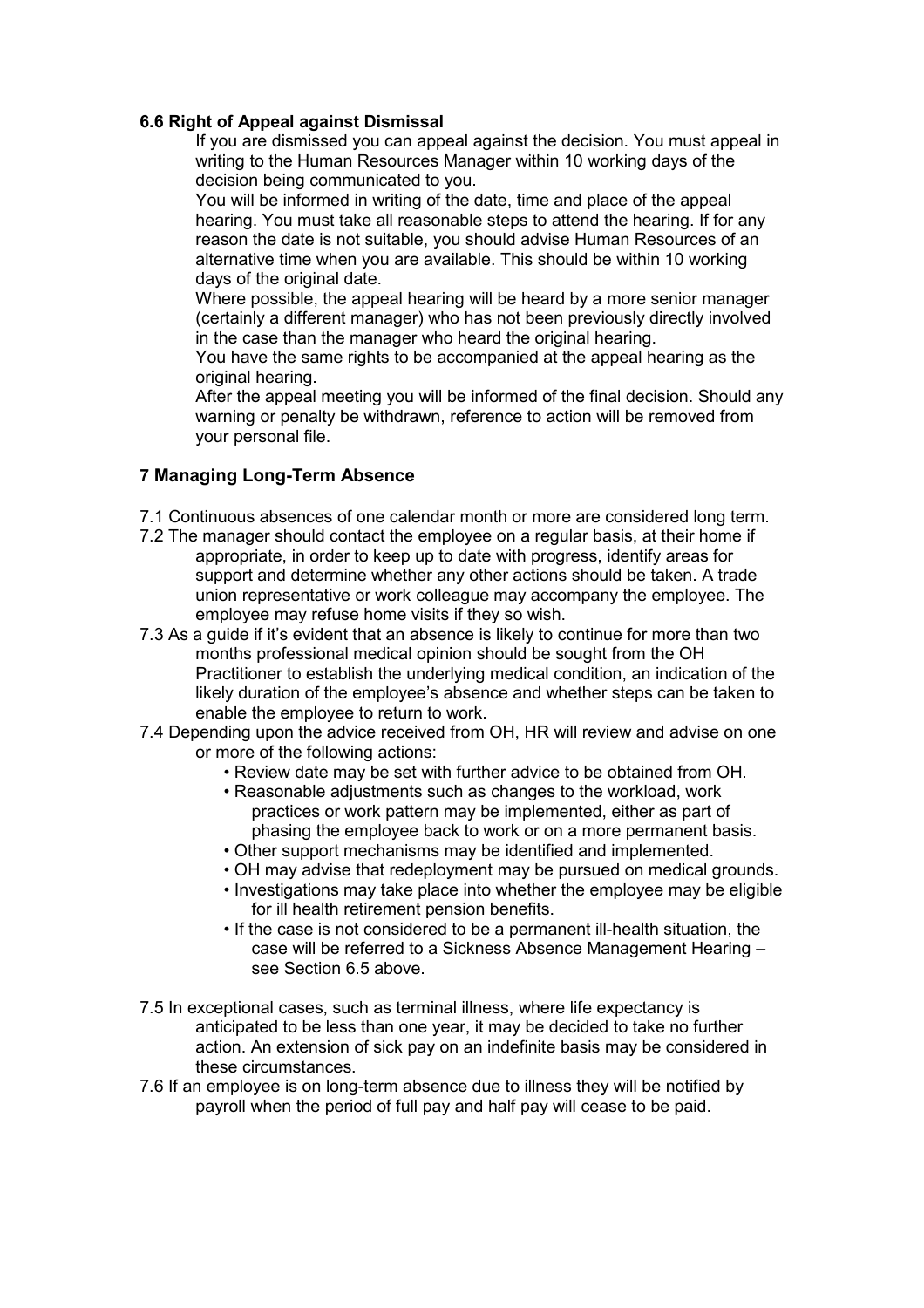### 6.6 Right of Appeal against Dismissal

If you are dismissed you can appeal against the decision. You must appeal in writing to the Human Resources Manager within 10 working days of the decision being communicated to you.

You will be informed in writing of the date, time and place of the appeal hearing. You must take all reasonable steps to attend the hearing. If for any reason the date is not suitable, you should advise Human Resources of an alternative time when you are available. This should be within 10 working days of the original date.

Where possible, the appeal hearing will be heard by a more senior manager (certainly a different manager) who has not been previously directly involved in the case than the manager who heard the original hearing.

You have the same rights to be accompanied at the appeal hearing as the original hearing.

After the appeal meeting you will be informed of the final decision. Should any warning or penalty be withdrawn, reference to action will be removed from your personal file.

## 7 Managing Long-Term Absence

7.1 Continuous absences of one calendar month or more are considered long term.

7.2 The manager should contact the employee on a regular basis, at their home if appropriate, in order to keep up to date with progress, identify areas for support and determine whether any other actions should be taken. A trade union representative or work colleague may accompany the employee. The employee may refuse home visits if they so wish.

7.3 As a guide if it's evident that an absence is likely to continue for more than two months professional medical opinion should be sought from the OH Practitioner to establish the underlying medical condition, an indication of the likely duration of the employee's absence and whether steps can be taken to enable the employee to return to work.

7.4 Depending upon the advice received from OH, HR will review and advise on one or more of the following actions:

- Review date may be set with further advice to be obtained from OH.
- Reasonable adjustments such as changes to the workload, work practices or work pattern may be implemented, either as part of phasing the employee back to work or on a more permanent basis.
- Other support mechanisms may be identified and implemented.
- OH may advise that redeployment may be pursued on medical grounds.
- Investigations may take place into whether the employee may be eligible for ill health retirement pension benefits.
- If the case is not considered to be a permanent ill-health situation, the case will be referred to a Sickness Absence Management Hearing – see Section 6.5 above.

7.5 In exceptional cases, such as terminal illness, where life expectancy is anticipated to be less than one year, it may be decided to take no further action. An extension of sick pay on an indefinite basis may be considered in these circumstances.

7.6 If an employee is on long-term absence due to illness they will be notified by payroll when the period of full pay and half pay will cease to be paid.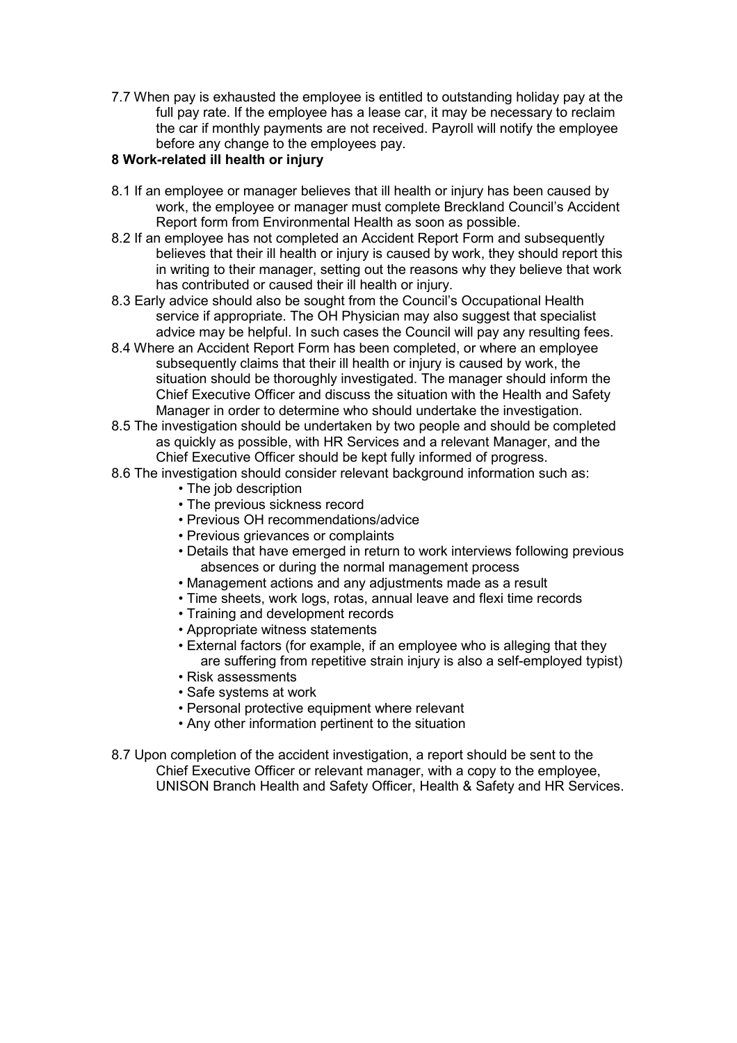7.7 When pay is exhausted the employee is entitled to outstanding holiday pay at the full pay rate. If the employee has a lease car, it may be necessary to reclaim the car if monthly payments are not received. Payroll will notify the employee before any change to the employees pay.

**8 Work-related ill health or injury**

8.1 If an employee or manager believes that ill health or injury has been caused by work, the employee or manager must complete Breckland Council's Accident Report form from Environmental Health as soon as possible.

8.2 If an employee has not completed an Accident Report Form and subsequently believes that their ill health or injury is caused by work, they should report this in writing to their manager, setting out the reasons why they believe that work has contributed or caused their ill health or injury.

8.3 Early advice should also be sought from the Council's Occupational Health service if appropriate. The OH Physician may also suggest that specialist advice may be helpful. In such cases the Council will pay any resulting fees.

8.4 Where an Accident Report Form has been completed, or where an employee subsequently claims that their ill health or injury is caused by work, the situation should be thoroughly investigated. The manager should inform the Chief Executive Officer and discuss the situation with the Health and Safety Manager in order to determine who should undertake the investigation.

8.5 The investigation should be undertaken by two people and should be completed as quickly as possible, with HR Services and a relevant Manager, and the Chief Executive Officer should be kept fully informed of progress.

8.6 The investigation should consider relevant background information such as:

- The job description
- The previous sickness record
- Previous OH recommendations/advice
- Previous grievances or complaints
- Details that have emerged in return to work interviews following previous absences or during the normal management process
- Management actions and any adjustments made as a result
- Time sheets, work logs, rotas, annual leave and flexi time records
- Training and development records
- Appropriate witness statements
- External factors (for example, if an employee who is alleging that they are suffering from repetitive strain injury is also a self-employed typist)
- Risk assessments
- Safe systems at work
- Personal protective equipment where relevant
- Any other information pertinent to the situation

8.7 Upon completion of the accident investigation, a report should be sent to the Chief Executive Officer or relevant manager, with a copy to the employee, UNISON Branch Health and Safety Officer, Health & Safety and HR Services.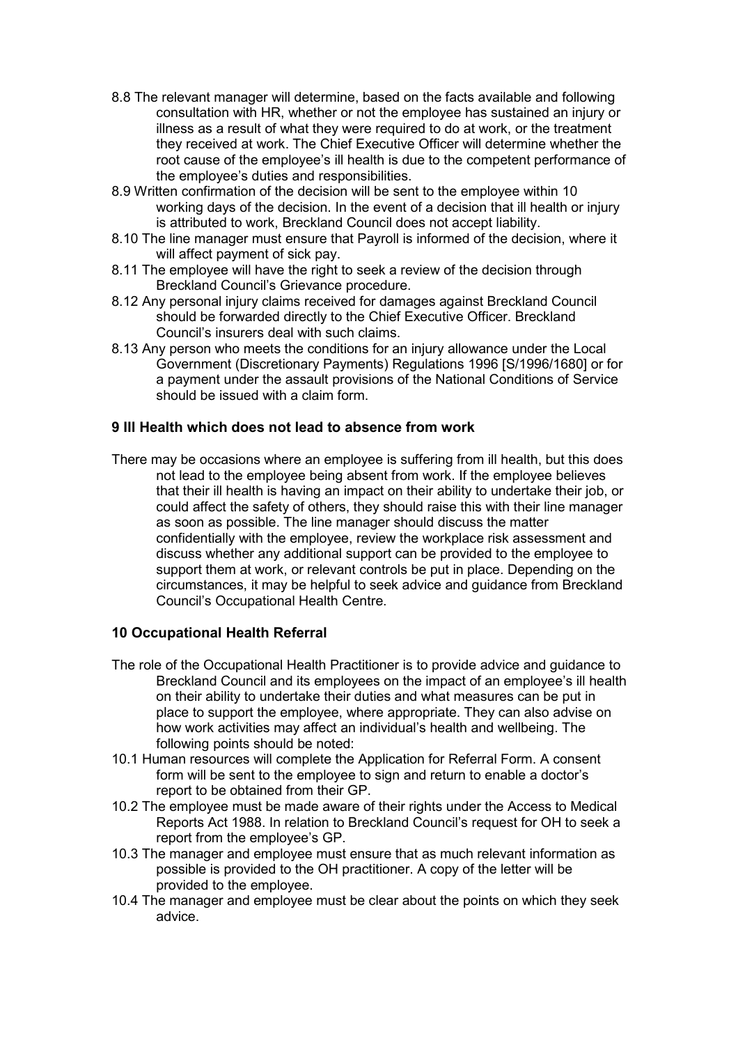8.8 The relevant manager will determine, based on the facts available and following consultation with HR, whether or not the employee has sustained an injury or illness as a result of what they were required to do at work, or the treatment they received at work. The Chief Executive Officer will determine whether the root cause of the employee's ill health is due to the competent performance of the employee's duties and responsibilities.

8.9 Written confirmation of the decision will be sent to the employee within 10 working days of the decision. In the event of a decision that ill health or injury is attributed to work, Breckland Council does not accept liability.

8.10 The line manager must ensure that Payroll is informed of the decision, where it will affect payment of sick pay.

8.11 The employee will have the right to seek a review of the decision through Breckland Council's Grievance procedure.

8.12 Any personal injury claims received for damages against Breckland Council should be forwarded directly to the Chief Executive Officer. Breckland Council's insurers deal with such claims.

8.13 Any person who meets the conditions for an injury allowance under the Local Government (Discretionary Payments) Regulations 1996 [S/1996/1680] or for a payment under the assault provisions of the National Conditions of Service should be issued with a claim form.

## 9 Ill Health which does not lead to absence from work

There may be occasions where an employee is suffering from ill health, but this does not lead to the employee being absent from work. If the employee believes that their ill health is having an impact on their ability to undertake their job, or could affect the safety of others, they should raise this with their line manager as soon as possible. The line manager should discuss the matter confidentially with the employee, review the workplace risk assessment and discuss whether any additional support can be provided to the employee to support them at work, or relevant controls be put in place. Depending on the circumstances, it may be helpful to seek advice and guidance from Breckland Council's Occupational Health Centre.

## 10 Occupational Health Referral

The role of the Occupational Health Practitioner is to provide advice and guidance to Breckland Council and its employees on the impact of an employee's ill health on their ability to undertake their duties and what measures can be put in place to support the employee, where appropriate. They can also advise on how work activities may affect an individual's health and wellbeing. The following points should be noted:

10.1 Human resources will complete the Application for Referral Form. A consent form will be sent to the employee to sign and return to enable a doctor's report to be obtained from their GP.

10.2 The employee must be made aware of their rights under the Access to Medical Reports Act 1988. In relation to Breckland Council's request for OH to seek a report from the employee's GP.

10.3 The manager and employee must ensure that as much relevant information as possible is provided to the OH practitioner. A copy of the letter will be provided to the employee.

10.4 The manager and employee must be clear about the points on which they seek advice.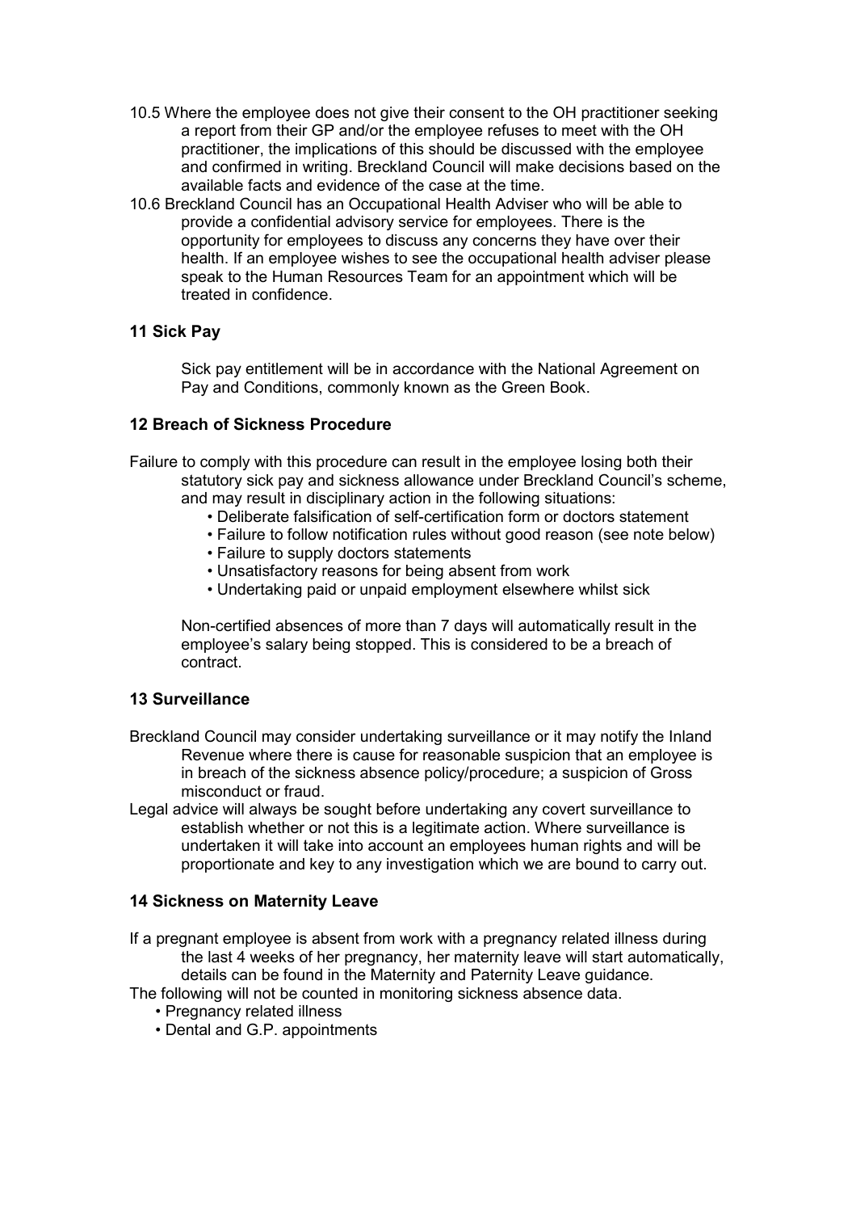10.5 Where the employee does not give their consent to the OH practitioner seeking a report from their GP and/or the employee refuses to meet with the OH practitioner, the implications of this should be discussed with the employee and confirmed in writing. Breckland Council will make decisions based on the available facts and evidence of the case at the time.

10.6 Breckland Council has an Occupational Health Adviser who will be able to provide a confidential advisory service for employees. There is the opportunity for employees to discuss any concerns they have over their health. If an employee wishes to see the occupational health adviser please speak to the Human Resources Team for an appointment which will be treated in confidence.

## 11 Sick Pay

Sick pay entitlement will be in accordance with the National Agreement on Pay and Conditions, commonly known as the Green Book.

## 12 Breach of Sickness Procedure

Failure to comply with this procedure can result in the employee losing both their statutory sick pay and sickness allowance under Breckland Council's scheme, and may result in disciplinary action in the following situations:

- Deliberate falsification of self-certification form or doctors statement
- Failure to follow notification rules without good reason (see note below)
- Failure to supply doctors statements
- Unsatisfactory reasons for being absent from work
- Undertaking paid or unpaid employment elsewhere whilst sick

Non-certified absences of more than 7 days will automatically result in the employee's salary being stopped. This is considered to be a breach of contract.

## 13 Surveillance

Breckland Council may consider undertaking surveillance or it may notify the Inland Revenue where there is cause for reasonable suspicion that an employee is in breach of the sickness absence policy/procedure; a suspicion of Gross misconduct or fraud.

Legal advice will always be sought before undertaking any covert surveillance to establish whether or not this is a legitimate action. Where surveillance is undertaken it will take into account an employees human rights and will be proportionate and key to any investigation which we are bound to carry out.

## 14 Sickness on Maternity Leave

If a pregnant employee is absent from work with a pregnancy related illness during the last 4 weeks of her pregnancy, her maternity leave will start automatically, details can be found in the Maternity and Paternity Leave guidance.

The following will not be counted in monitoring sickness absence data.

- Pregnancy related illness
- Dental and G.P. appointments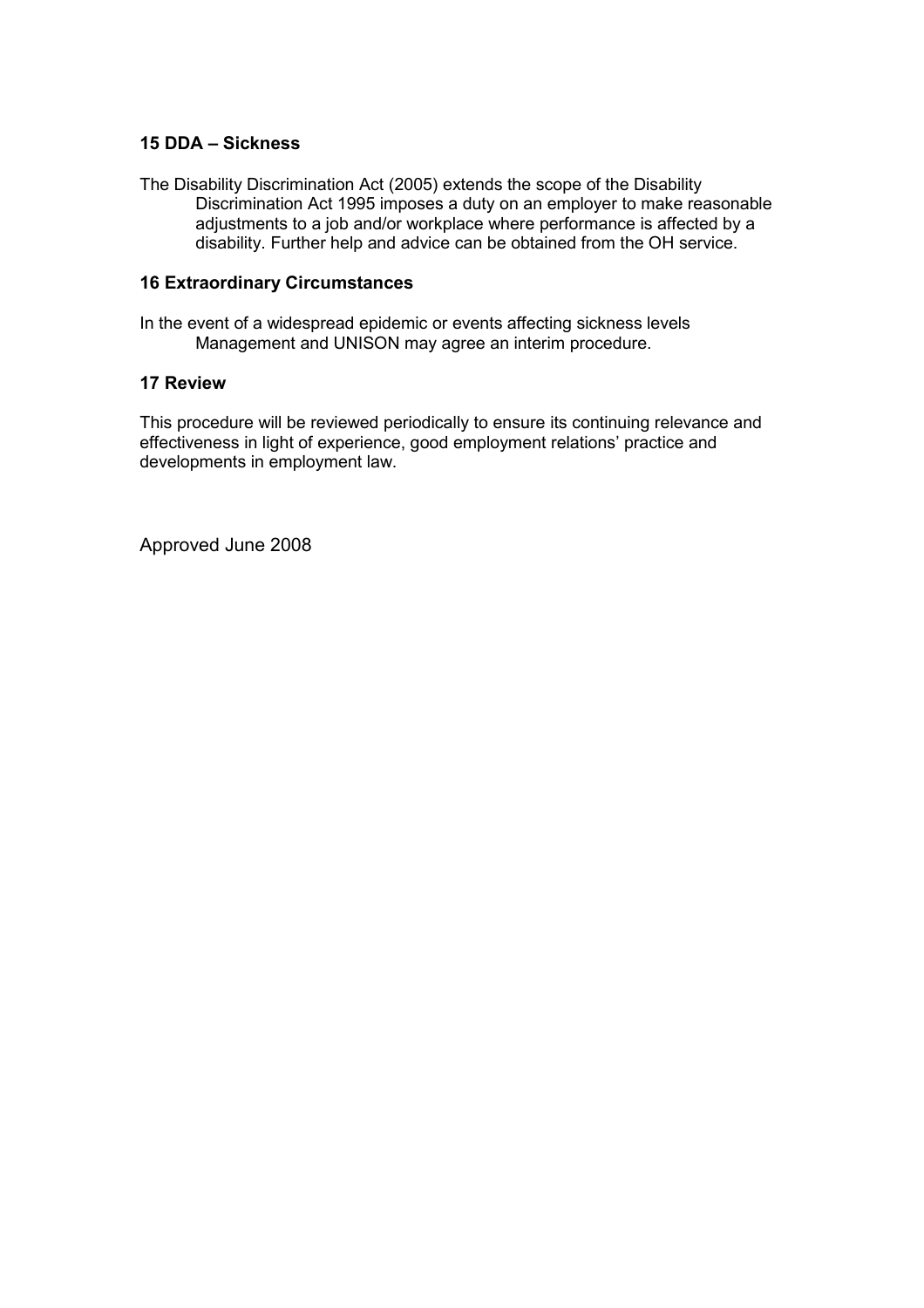## 15 DDA – Sickness

The Disability Discrimination Act (2005) extends the scope of the Disability Discrimination Act 1995 imposes a duty on an employer to make reasonable adjustments to a job and/or workplace where performance is affected by a disability. Further help and advice can be obtained from the OH service.

## 16 Extraordinary Circumstances

In the event of a widespread epidemic or events affecting sickness levels Management and UNISON may agree an interim procedure.

## 17 Review

This procedure will be reviewed periodically to ensure its continuing relevance and effectiveness in light of experience, good employment relations' practice and developments in employment law.

Approved June 2008